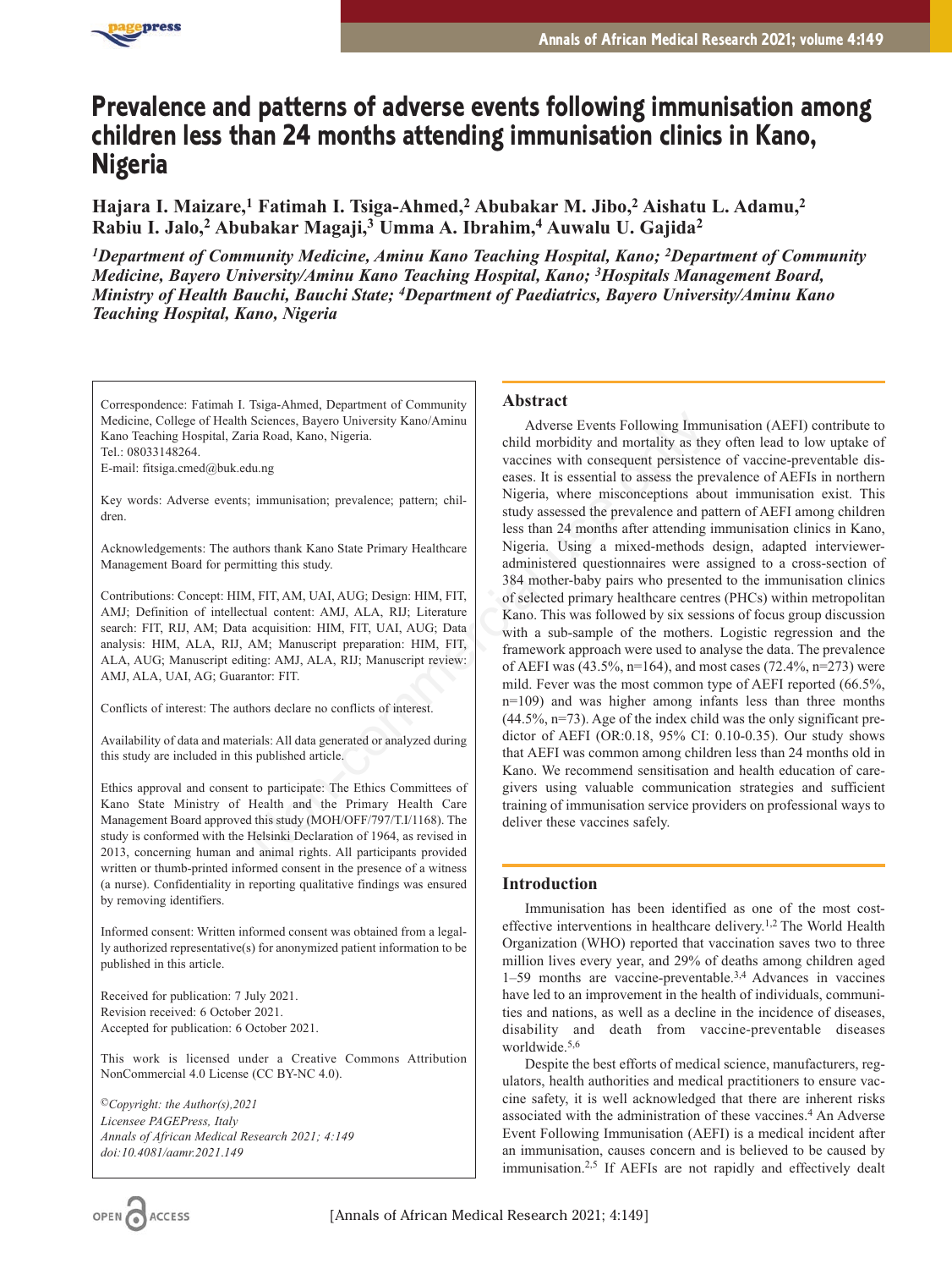# Prevalence and patterns of adverse events following immunisation among children less than 24 months attending immunisation clinics in Kano, Nigeria

**Hajara I. Maizare,[1] Fatimah I. Tsiga-Ahmed,[2] Abubakar M. Jibo,[2] Aishatu L. Adamu,[2] Rabiu I. Jalo,[2] Abubakar Magaji,[3] Umma A. Ibrahim,[4] Auwalu U. Gajida[2]**

*[1]Department of Community Medicine, Aminu Kano Teaching Hospital, Kano; [2]Department of Community Medicine, Bayero University/Aminu Kano Teaching Hospital, Kano; [3]Hospitals Management Board, Ministry of Health Bauchi, Bauchi State; [4]Department of Paediatrics, Bayero University/Aminu Kano Teaching Hospital, Kano, Nigeria*

Correspondence: Fatimah I. Tsiga-Ahmed, Department of Community Medicine, College of Health Sciences, Bayero University Kano/Aminu Kano Teaching Hospital, Zaria Road, Kano, Nigeria.
Tel.: 08033148264.
E-mail: fitsiga.cmed@buk.edu.ng

Key words: Adverse events; immunisation; prevalence; pattern; children.

Acknowledgements: The authors thank Kano State Primary Healthcare Management Board for permitting this study.

Contributions: Concept: HIM, FIT, AM, UAI, AUG; Design: HIM, FIT, AMJ; Definition of intellectual content: AMJ, ALA, RIJ; Literature search: FIT, RIJ, AM; Data acquisition: HIM, FIT, UAI, AUG; Data analysis: HIM, ALA, RIJ, AM; Manuscript preparation: HIM, FIT, ALA, AUG; Manuscript editing: AMJ, ALA, RIJ; Manuscript review: AMJ, ALA, UAI, AG; Guarantor: FIT.

Conflicts of interest: The authors declare no conflicts of interest.

Availability of data and materials: All data generated or analyzed during this study are included in this published article.

Ethics approval and consent to participate: The Ethics Committees of Kano State Ministry of Health and the Primary Health Care Management Board approved this study (MOH/OFF/797/T.I/1168). The study is conformed with the Helsinki Declaration of 1964, as revised in 2013, concerning human and animal rights. All participants provided written or thumb-printed informed consent in the presence of a witness (a nurse). Confidentiality in reporting qualitative findings was ensured by removing identifiers.

Informed consent: Written informed consent was obtained from a legally authorized representative(s) for anonymized patient information to be published in this article.

Received for publication: 7 July 2021.
Revision received: 6 October 2021.
Accepted for publication: 6 October 2021.

This work is licensed under a Creative Commons Attribution NonCommercial 4.0 License (CC BY-NC 4.0).

*©Copyright: the Author(s),2021*
*Licensee PAGEPress, Italy*
*Annals of African Medical Research 2021; 4:149*
*doi:10.4081/aamr.2021.149*

## Abstract

Adverse Events Following Immunisation (AEFI) contribute to child morbidity and mortality as they often lead to low uptake of vaccines with consequent persistence of vaccine-preventable diseases. It is essential to assess the prevalence of AEFIs in northern Nigeria, where misconceptions about immunisation exist. This study assessed the prevalence and pattern of AEFI among children less than 24 months after attending immunisation clinics in Kano, Nigeria. Using a mixed-methods design, adapted interviewer-administered questionnaires were assigned to a cross-section of 384 mother-baby pairs who presented to the immunisation clinics of selected primary healthcare centres (PHCs) within metropolitan Kano. This was followed by six sessions of focus group discussion with a sub-sample of the mothers. Logistic regression and the framework approach were used to analyse the data. The prevalence of AEFI was (43.5%, n=164), and most cases (72.4%, n=273) were mild. Fever was the most common type of AEFI reported (66.5%, n=109) and was higher among infants less than three months (44.5%, n=73). Age of the index child was the only significant predictor of AEFI (OR:0.18, 95% CI: 0.10-0.35). Our study shows that AEFI was common among children less than 24 months old in Kano. We recommend sensitisation and health education of caregivers using valuable communication strategies and sufficient training of immunisation service providers on professional ways to deliver these vaccines safely.

## Introduction

Immunisation has been identified as one of the most cost-effective interventions in healthcare delivery.[1,2] The World Health Organization (WHO) reported that vaccination saves two to three million lives every year, and 29% of deaths among children aged 1–59 months are vaccine-preventable.[3,4] Advances in vaccines have led to an improvement in the health of individuals, communities and nations, as well as a decline in the incidence of diseases, disability and death from vaccine-preventable diseases worldwide.[5,6]

Despite the best efforts of medical science, manufacturers, regulators, health authorities and medical practitioners to ensure vaccine safety, it is well acknowledged that there are inherent risks associated with the administration of these vaccines.[4] An Adverse Event Following Immunisation (AEFI) is a medical incident after an immunisation, causes concern and is believed to be caused by immunisation.[2,5] If AEFIs are not rapidly and effectively dealt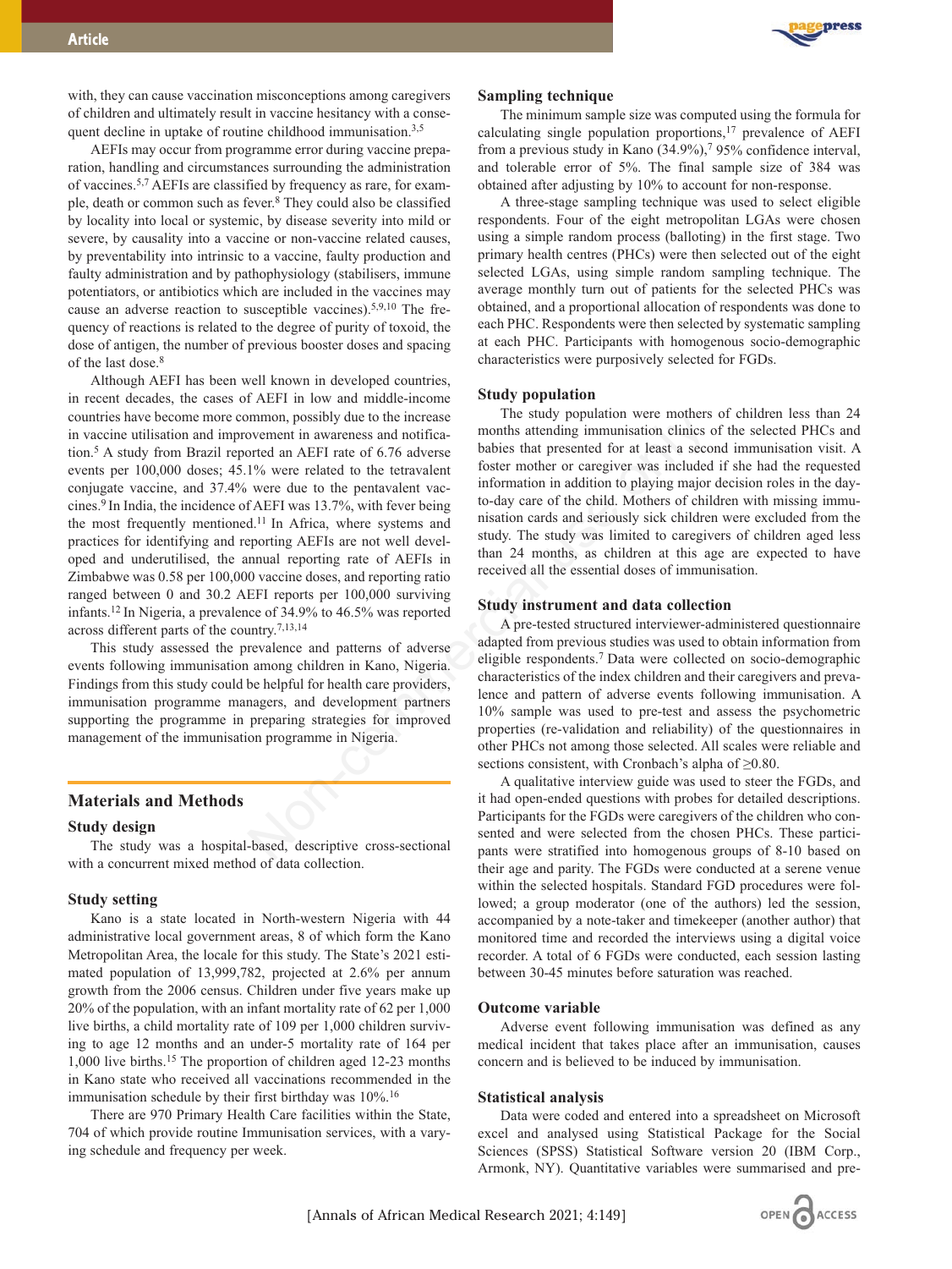with, they can cause vaccination misconceptions among caregivers of children and ultimately result in vaccine hesitancy with a consequent decline in uptake of routine childhood immunisation.[3,5]

AEFIs may occur from programme error during vaccine preparation, handling and circumstances surrounding the administration of vaccines.[5,7] AEFIs are classified by frequency as rare, for example, death or common such as fever.[8] They could also be classified by locality into local or systemic, by disease severity into mild or severe, by causality into a vaccine or non-vaccine related causes, by preventability into intrinsic to a vaccine, faulty production and faulty administration and by pathophysiology (stabilisers, immune potentiators, or antibiotics which are included in the vaccines may cause an adverse reaction to susceptible vaccines).[5,9,10] The frequency of reactions is related to the degree of purity of toxoid, the dose of antigen, the number of previous booster doses and spacing of the last dose.[8]

Although AEFI has been well known in developed countries, in recent decades, the cases of AEFI in low and middle-income countries have become more common, possibly due to the increase in vaccine utilisation and improvement in awareness and notification.[5] A study from Brazil reported an AEFI rate of 6.76 adverse events per 100,000 doses; 45.1% were related to the tetravalent conjugate vaccine, and 37.4% were due to the pentavalent vaccines.[9] In India, the incidence of AEFI was 13.7%, with fever being the most frequently mentioned.[11] In Africa, where systems and practices for identifying and reporting AEFIs are not well developed and underutilised, the annual reporting rate of AEFIs in Zimbabwe was 0.58 per 100,000 vaccine doses, and reporting ratio ranged between 0 and 30.2 AEFI reports per 100,000 surviving infants.[12] In Nigeria, a prevalence of 34.9% to 46.5% was reported across different parts of the country.[7,13,14]

This study assessed the prevalence and patterns of adverse events following immunisation among children in Kano, Nigeria. Findings from this study could be helpful for health care providers, immunisation programme managers, and development partners supporting the programme in preparing strategies for improved management of the immunisation programme in Nigeria.

## Materials and Methods

### Study design

The study was a hospital-based, descriptive cross-sectional with a concurrent mixed method of data collection.

### Study setting

Kano is a state located in North-western Nigeria with 44 administrative local government areas, 8 of which form the Kano Metropolitan Area, the locale for this study. The State's 2021 estimated population of 13,999,782, projected at 2.6% per annum growth from the 2006 census. Children under five years make up 20% of the population, with an infant mortality rate of 62 per 1,000 live births, a child mortality rate of 109 per 1,000 children surviving to age 12 months and an under-5 mortality rate of 164 per 1,000 live births.[15] The proportion of children aged 12-23 months in Kano state who received all vaccinations recommended in the immunisation schedule by their first birthday was 10%.[16]

There are 970 Primary Health Care facilities within the State, 704 of which provide routine Immunisation services, with a varying schedule and frequency per week.

### Sampling technique

The minimum sample size was computed using the formula for calculating single population proportions,[17] prevalence of AEFI from a previous study in Kano (34.9%),[7] 95% confidence interval, and tolerable error of 5%. The final sample size of 384 was obtained after adjusting by 10% to account for non-response.

A three-stage sampling technique was used to select eligible respondents. Four of the eight metropolitan LGAs were chosen using a simple random process (balloting) in the first stage. Two primary health centres (PHCs) were then selected out of the eight selected LGAs, using simple random sampling technique. The average monthly turn out of patients for the selected PHCs was obtained, and a proportional allocation of respondents was done to each PHC. Respondents were then selected by systematic sampling at each PHC. Participants with homogenous socio-demographic characteristics were purposively selected for FGDs.

### Study population

The study population were mothers of children less than 24 months attending immunisation clinics of the selected PHCs and babies that presented for at least a second immunisation visit. A foster mother or caregiver was included if she had the requested information in addition to playing major decision roles in the day-to-day care of the child. Mothers of children with missing immunisation cards and seriously sick children were excluded from the study. The study was limited to caregivers of children aged less than 24 months, as children at this age are expected to have received all the essential doses of immunisation.

### Study instrument and data collection

A pre-tested structured interviewer-administered questionnaire adapted from previous studies was used to obtain information from eligible respondents.[7] Data were collected on socio-demographic characteristics of the index children and their caregivers and prevalence and pattern of adverse events following immunisation. A 10% sample was used to pre-test and assess the psychometric properties (re-validation and reliability) of the questionnaires in other PHCs not among those selected. All scales were reliable and sections consistent, with Cronbach's alpha of ≥0.80.

A qualitative interview guide was used to steer the FGDs, and it had open-ended questions with probes for detailed descriptions. Participants for the FGDs were caregivers of the children who consented and were selected from the chosen PHCs. These participants were stratified into homogenous groups of 8-10 based on their age and parity. The FGDs were conducted at a serene venue within the selected hospitals. Standard FGD procedures were followed; a group moderator (one of the authors) led the session, accompanied by a note-taker and timekeeper (another author) that monitored time and recorded the interviews using a digital voice recorder. A total of 6 FGDs were conducted, each session lasting between 30-45 minutes before saturation was reached.

### Outcome variable

Adverse event following immunisation was defined as any medical incident that takes place after an immunisation, causes concern and is believed to be induced by immunisation.

### Statistical analysis

Data were coded and entered into a spreadsheet on Microsoft excel and analysed using Statistical Package for the Social Sciences (SPSS) Statistical Software version 20 (IBM Corp., Armonk, NY). Quantitative variables were summarised and pre-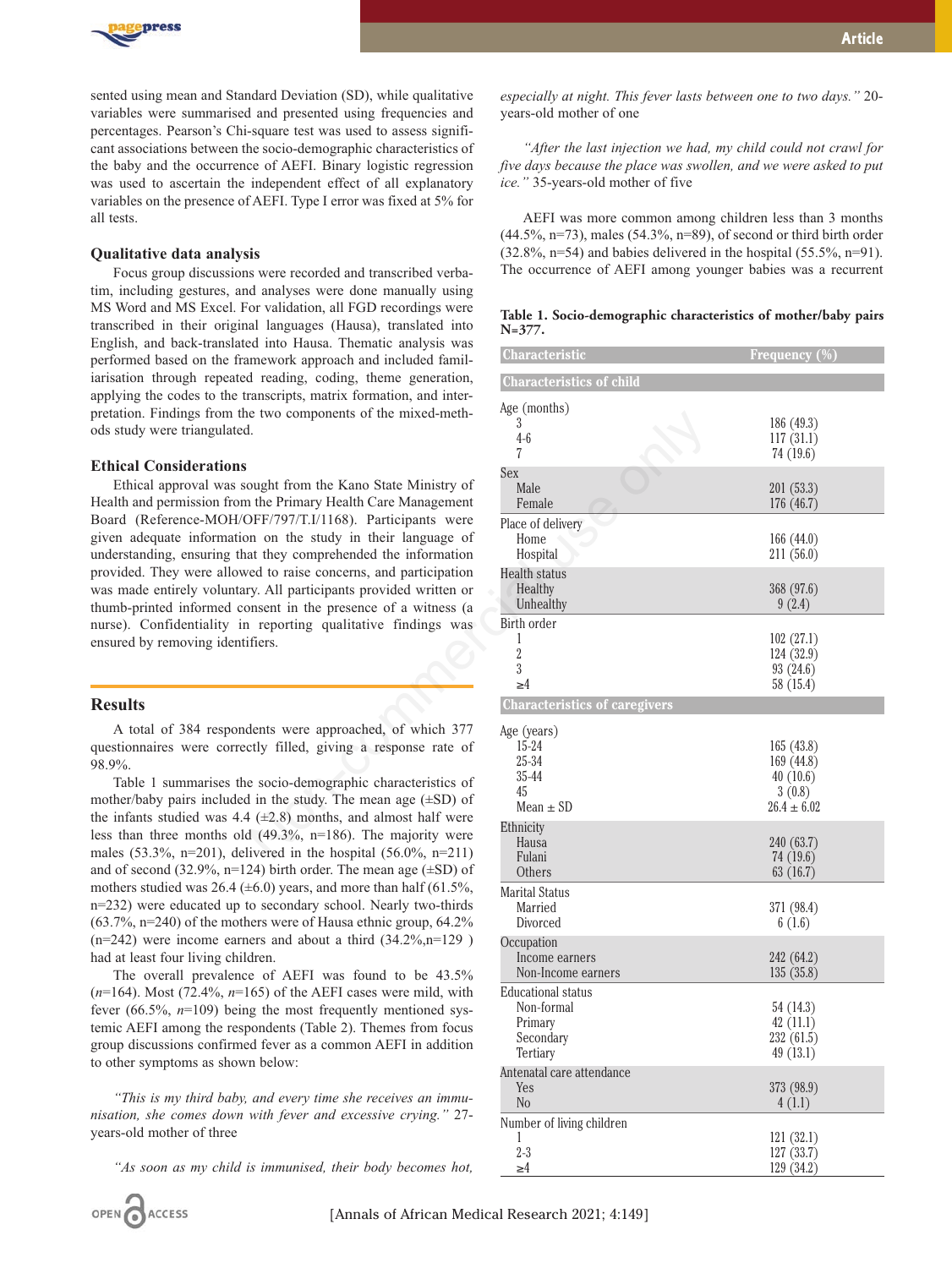sented using mean and Standard Deviation (SD), while qualitative variables were summarised and presented using frequencies and percentages. Pearson's Chi-square test was used to assess significant associations between the socio-demographic characteristics of the baby and the occurrence of AEFI. Binary logistic regression was used to ascertain the independent effect of all explanatory variables on the presence of AEFI. Type I error was fixed at 5% for all tests.

### Qualitative data analysis

Focus group discussions were recorded and transcribed verbatim, including gestures, and analyses were done manually using MS Word and MS Excel. For validation, all FGD recordings were transcribed in their original languages (Hausa), translated into English, and back-translated into Hausa. Thematic analysis was performed based on the framework approach and included familiarisation through repeated reading, coding, theme generation, applying the codes to the transcripts, matrix formation, and interpretation. Findings from the two components of the mixed-methods study were triangulated.

### Ethical Considerations

Ethical approval was sought from the Kano State Ministry of Health and permission from the Primary Health Care Management Board (Reference-MOH/OFF/797/T.I/1168). Participants were given adequate information on the study in their language of understanding, ensuring that they comprehended the information provided. They were allowed to raise concerns, and participation was made entirely voluntary. All participants provided written or thumb-printed informed consent in the presence of a witness (a nurse). Confidentiality in reporting qualitative findings was ensured by removing identifiers.

## Results

A total of 384 respondents were approached, of which 377 questionnaires were correctly filled, giving a response rate of 98.9%.

Table 1 summarises the socio-demographic characteristics of mother/baby pairs included in the study. The mean age (±SD) of the infants studied was 4.4 (±2.8) months, and almost half were less than three months old (49.3%, n=186). The majority were males (53.3%, n=201), delivered in the hospital (56.0%, n=211) and of second (32.9%, n=124) birth order. The mean age (±SD) of mothers studied was 26.4 (±6.0) years, and more than half (61.5%, n=232) were educated up to secondary school. Nearly two-thirds (63.7%, n=240) of the mothers were of Hausa ethnic group, 64.2% (n=242) were income earners and about a third (34.2%,n=129 ) had at least four living children.

The overall prevalence of AEFI was found to be 43.5% (*n*=164). Most (72.4%, *n*=165) of the AEFI cases were mild, with fever (66.5%, *n*=109) being the most frequently mentioned systemic AEFI among the respondents (Table 2). Themes from focus group discussions confirmed fever as a common AEFI in addition to other symptoms as shown below:

*"This is my third baby, and every time she receives an immunisation, she comes down with fever and excessive crying."* 27-years-old mother of three

*"As soon as my child is immunised, their body becomes hot, especially at night. This fever lasts between one to two days."* 20-years-old mother of one

*"After the last injection we had, my child could not crawl for five days because the place was swollen, and we were asked to put ice."* 35-years-old mother of five

AEFI was more common among children less than 3 months (44.5%, n=73), males (54.3%, n=89), of second or third birth order (32.8%, n=54) and babies delivered in the hospital (55.5%, n=91). The occurrence of AEFI among younger babies was a recurrent

**Table 1. Socio-demographic characteristics of mother/baby pairs N=377.**

| Characteristic | Frequency (%) |
|---|---|
| **Characteristics of child** | |
| Age (months) | |
| 3 | 186 (49.3) |
| 4-6 | 117 (31.1) |
| 7 | 74 (19.6) |
| Sex | |
| Male | 201 (53.3) |
| Female | 176 (46.7) |
| Place of delivery | |
| Home | 166 (44.0) |
| Hospital | 211 (56.0) |
| Health status | |
| Healthy | 368 (97.6) |
| Unhealthy | 9 (2.4) |
| Birth order | |
| 1 | 102 (27.1) |
| 2 | 124 (32.9) |
| 3 | 93 (24.6) |
| ≥4 | 58 (15.4) |
| **Characteristics of caregivers** | |
| Age (years) | |
| 15-24 | 165 (43.8) |
| 25-34 | 169 (44.8) |
| 35-44 | 40 (10.6) |
| 45 | 3 (0.8) |
| Mean ± SD | 26.4 ± 6.02 |
| Ethnicity | |
| Hausa | 240 (63.7) |
| Fulani | 74 (19.6) |
| Others | 63 (16.7) |
| Marital Status | |
| Married | 371 (98.4) |
| Divorced | 6 (1.6) |
| Occupation | |
| Income earners | 242 (64.2) |
| Non-Income earners | 135 (35.8) |
| Educational status | |
| Non-formal | 54 (14.3) |
| Primary | 42 (11.1) |
| Secondary | 232 (61.5) |
| Tertiary | 49 (13.1) |
| Antenatal care attendance | |
| Yes | 373 (98.9) |
| No | 4 (1.1) |
| Number of living children | |
| 1 | 121 (32.1) |
| 2-3 | 127 (33.7) |
| ≥4 | 129 (34.2) |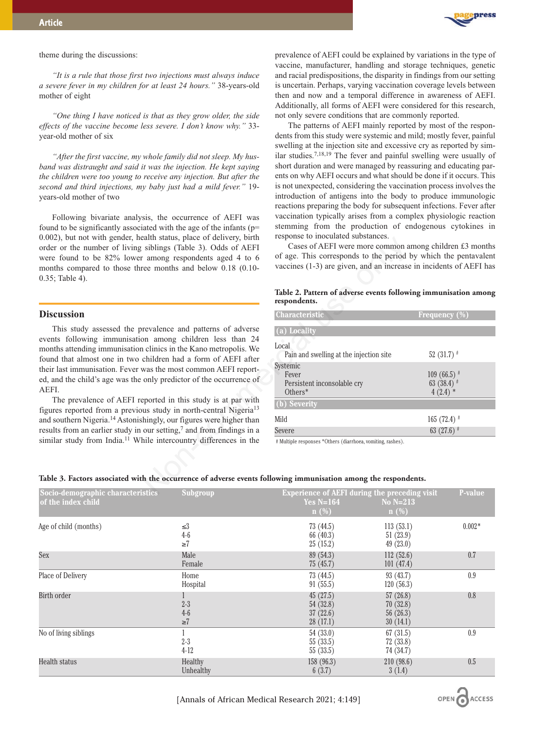theme during the discussions:

*"It is a rule that those first two injections must always induce a severe fever in my children for at least 24 hours."* 38-years-old mother of eight

*"One thing I have noticed is that as they grow older, the side effects of the vaccine become less severe. I don't know why."* 33-year-old mother of six

*"After the first vaccine, my whole family did not sleep. My husband was distraught and said it was the injection. He kept saying the children were too young to receive any injection. But after the second and third injections, my baby just had a mild fever."* 19-years-old mother of two

Following bivariate analysis, the occurrence of AEFI was found to be significantly associated with the age of the infants (p= 0.002), but not with gender, health status, place of delivery, birth order or the number of living siblings (Table 3). Odds of AEFI were found to be 82% lower among respondents aged 4 to 6 months compared to those three months and below 0.18 (0.10-0.35; Table 4).

## Discussion

This study assessed the prevalence and patterns of adverse events following immunisation among children less than 24 months attending immunisation clinics in the Kano metropolis. We found that almost one in two children had a form of AEFI after their last immunisation. Fever was the most common AEFI reported, and the child's age was the only predictor of the occurrence of AEFI.

The prevalence of AEFI reported in this study is at par with figures reported from a previous study in north-central Nigeria[13] and southern Nigeria.[14] Astonishingly, our figures were higher than results from an earlier study in our setting,[7] and from findings in a similar study from India.[11] While intercountry differences in the prevalence of AEFI could be explained by variations in the type of vaccine, manufacturer, handling and storage techniques, genetic and racial predispositions, the disparity in findings from our setting is uncertain. Perhaps, varying vaccination coverage levels between then and now and a temporal difference in awareness of AEFI. Additionally, all forms of AEFI were considered for this research, not only severe conditions that are commonly reported.

The patterns of AEFI mainly reported by most of the respondents from this study were systemic and mild; mostly fever, painful swelling at the injection site and excessive cry as reported by similar studies.[7,18,19] The fever and painful swelling were usually of short duration and were managed by reassuring and educating parents on why AEFI occurs and what should be done if it occurs. This is not unexpected, considering the vaccination process involves the introduction of antigens into the body to produce immunologic reactions preparing the body for subsequent infections. Fever after vaccination typically arises from a complex physiologic reaction stemming from the production of endogenous cytokines in response to inoculated substances.

Cases of AEFI were more common among children £3 months of age. This corresponds to the period by which the pentavalent vaccines (1-3) are given, and an increase in incidents of AEFI has

**Table 2. Pattern of adverse events following immunisation among respondents.**

| Characteristic | Frequency (%) |
|---|---|
| **(a) Locality** | |
| Local | |
| Pain and swelling at the injection site | 52 (31.7) # |
| Systemic | |
| Fever | 109 (66.5) # |
| Persistent inconsolable cry | 63 (38.4) # |
| Others* | 4 (2.4) * |
| **(b) Severity** | |
| Mild | 165 (72.4) # |
| Severe | 63 (27.6) # |

# Multiple responses *Others (diarrhoea, vomiting, rashes).

**Table 3. Factors associated with the occurrence of adverse events following immunisation among the respondents.**

| Socio-demographic characteristics of the index child | Subgroup | Experience of AEFI during the preceding visit Yes N=164 n (%) | No N=213 n (%) | P-value |
|---|---|---|---|---|
| Age of child (months) | ≤3 | 73 (44.5) | 113 (53.1) | 0.002* |
| | 4-6 | 66 (40.3) | 51 (23.9) | |
| | ≥7 | 25 (15.2) | 49 (23.0) | |
| Sex | Male | 89 (54.3) | 112 (52.6) | 0.7 |
| | Female | 75 (45.7) | 101 (47.4) | |
| Place of Delivery | Home | 73 (44.5) | 93 (43.7) | 0.9 |
| | Hospital | 91 (55.5) | 120 (56.3) | |
| Birth order | 1 | 45 (27.5) | 57 (26.8) | 0.8 |
| | 2-3 | 54 (32.8) | 70 (32.8) | |
| | 4-6 | 37 (22.6) | 56 (26.3) | |
| | ≥7 | 28 (17.1) | 30 (14.1) | |
| No of living siblings | 1 | 54 (33.0) | 67 (31.5) | 0.9 |
| | 2-3 | 55 (33.5) | 72 (33.8) | |
| | 4-12 | 55 (33.5) | 74 (34.7) | |
| Health status | Healthy | 158 (96.3) | 210 (98.6) | 0.5 |
| | Unhealthy | 6 (3.7) | 3 (1.4) | |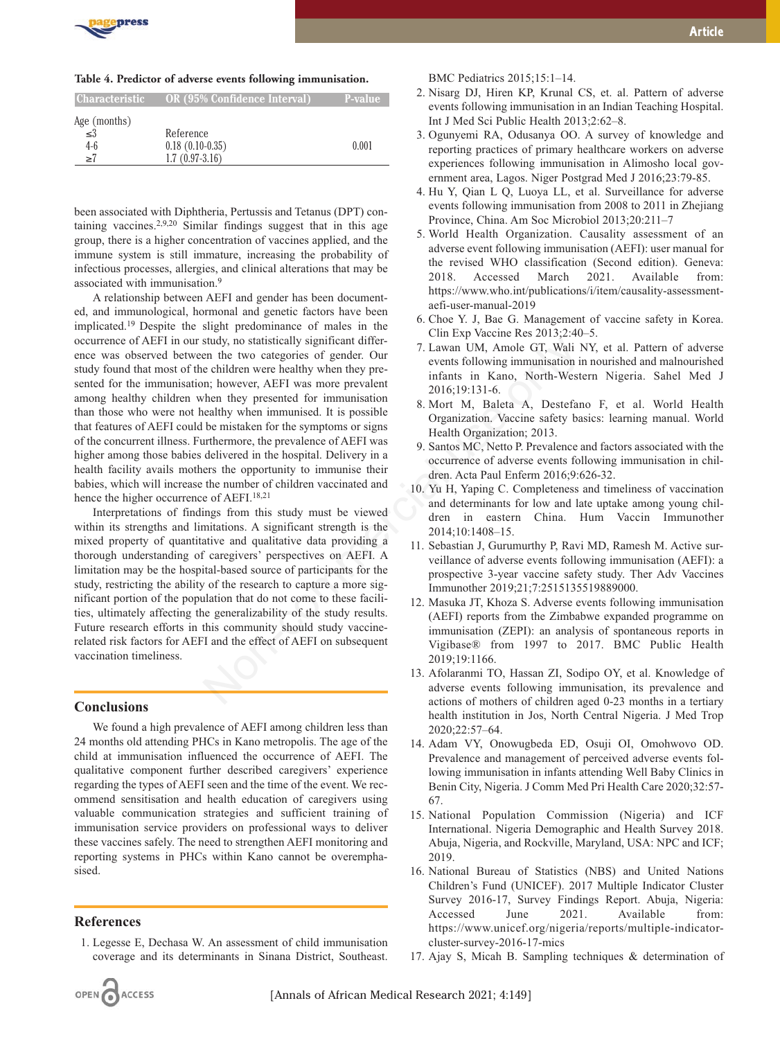**Table 4. Predictor of adverse events following immunisation.**

| Characteristic | OR (95% Confidence Interval) | P-value |
|---|---|---|
| Age (months) | | |
| ≤3 | Reference | |
| 4-6 | 0.18 (0.10-0.35) | 0.001 |
| ≥7 | 1.7 (0.97-3.16) | |

been associated with Diphtheria, Pertussis and Tetanus (DPT) containing vaccines.[2,9,20] Similar findings suggest that in this age group, there is a higher concentration of vaccines applied, and the immune system is still immature, increasing the probability of infectious processes, allergies, and clinical alterations that may be associated with immunisation.[9]

A relationship between AEFI and gender has been documented, and immunological, hormonal and genetic factors have been implicated.[19] Despite the slight predominance of males in the occurrence of AEFI in our study, no statistically significant difference was observed between the two categories of gender. Our study found that most of the children were healthy when they presented for the immunisation; however, AEFI was more prevalent among healthy children when they presented for immunisation than those who were not healthy when immunised. It is possible that features of AEFI could be mistaken for the symptoms or signs of the concurrent illness. Furthermore, the prevalence of AEFI was higher among those babies delivered in the hospital. Delivery in a health facility avails mothers the opportunity to immunise their babies, which will increase the number of children vaccinated and hence the higher occurrence of AEFI.[18,21]

Interpretations of findings from this study must be viewed within its strengths and limitations. A significant strength is the mixed property of quantitative and qualitative data providing a thorough understanding of caregivers' perspectives on AEFI. A limitation may be the hospital-based source of participants for the study, restricting the ability of the research to capture a more significant portion of the population that do not come to these facilities, ultimately affecting the generalizability of the study results. Future research efforts in this community should study vaccine-related risk factors for AEFI and the effect of AEFI on subsequent vaccination timeliness.

## Conclusions

We found a high prevalence of AEFI among children less than 24 months old attending PHCs in Kano metropolis. The age of the child at immunisation influenced the occurrence of AEFI. The qualitative component further described caregivers' experience regarding the types of AEFI seen and the time of the event. We recommend sensitisation and health education of caregivers using valuable communication strategies and sufficient training of immunisation service providers on professional ways to deliver these vaccines safely. The need to strengthen AEFI monitoring and reporting systems in PHCs within Kano cannot be overemphasised.

## References

1. Legesse E, Dechasa W. An assessment of child immunisation coverage and its determinants in Sinana District, Southeast. BMC Pediatrics 2015;15:1–14.
2. Nisarg DJ, Hiren KP, Krunal CS, et. al. Pattern of adverse events following immunisation in an Indian Teaching Hospital. Int J Med Sci Public Health 2013;2:62–8.
3. Ogunyemi RA, Odusanya OO. A survey of knowledge and reporting practices of primary healthcare workers on adverse experiences following immunisation in Alimosho local government area, Lagos. Niger Postgrad Med J 2016;23:79-85.
4. Hu Y, Qian L Q, Luoya LL, et al. Surveillance for adverse events following immunisation from 2008 to 2011 in Zhejiang Province, China. Am Soc Microbiol 2013;20:211–7
5. World Health Organization. Causality assessment of an adverse event following immunisation (AEFI): user manual for the revised WHO classification (Second edition). Geneva: 2018. Accessed March 2021. Available from: https://www.who.int/publications/i/item/causality-assessment-aefi-user-manual-2019
6. Choe Y. J, Bae G. Management of vaccine safety in Korea. Clin Exp Vaccine Res 2013;2:40–5.
7. Lawan UM, Amole GT, Wali NY, et al. Pattern of adverse events following immunisation in nourished and malnourished infants in Kano, North-Western Nigeria. Sahel Med J 2016;19:131-6.
8. Mort M, Baleta A, Destefano F, et al. World Health Organization. Vaccine safety basics: learning manual. World Health Organization; 2013.
9. Santos MC, Netto P. Prevalence and factors associated with the occurrence of adverse events following immunisation in children. Acta Paul Enferm 2016;9:626-32.
10. Yu H, Yaping C. Completeness and timeliness of vaccination and determinants for low and late uptake among young children in eastern China. Hum Vaccin Immunother 2014;10:1408–15.
11. Sebastian J, Gurumurthy P, Ravi MD, Ramesh M. Active surveillance of adverse events following immunisation (AEFI): a prospective 3-year vaccine safety study. Ther Adv Vaccines Immunother 2019;21;7:2515135519889000.
12. Masuka JT, Khoza S. Adverse events following immunisation (AEFI) reports from the Zimbabwe expanded programme on immunisation (ZEPI): an analysis of spontaneous reports in Vigibase® from 1997 to 2017. BMC Public Health 2019;19:1166.
13. Afolaranmi TO, Hassan ZI, Sodipo OY, et al. Knowledge of adverse events following immunisation, its prevalence and actions of mothers of children aged 0-23 months in a tertiary health institution in Jos, North Central Nigeria. J Med Trop 2020;22:57–64.
14. Adam VY, Onowugbeda ED, Osuji OI, Omohwovo OD. Prevalence and management of perceived adverse events following immunisation in infants attending Well Baby Clinics in Benin City, Nigeria. J Comm Med Pri Health Care 2020;32:57-67.
15. National Population Commission (Nigeria) and ICF International. Nigeria Demographic and Health Survey 2018. Abuja, Nigeria, and Rockville, Maryland, USA: NPC and ICF; 2019.
16. National Bureau of Statistics (NBS) and United Nations Children's Fund (UNICEF). 2017 Multiple Indicator Cluster Survey 2016-17, Survey Findings Report. Abuja, Nigeria: Accessed June 2021. Available from: https://www.unicef.org/nigeria/reports/multiple-indicator-cluster-survey-2016-17-mics
17. Ajay S, Micah B. Sampling techniques & determination of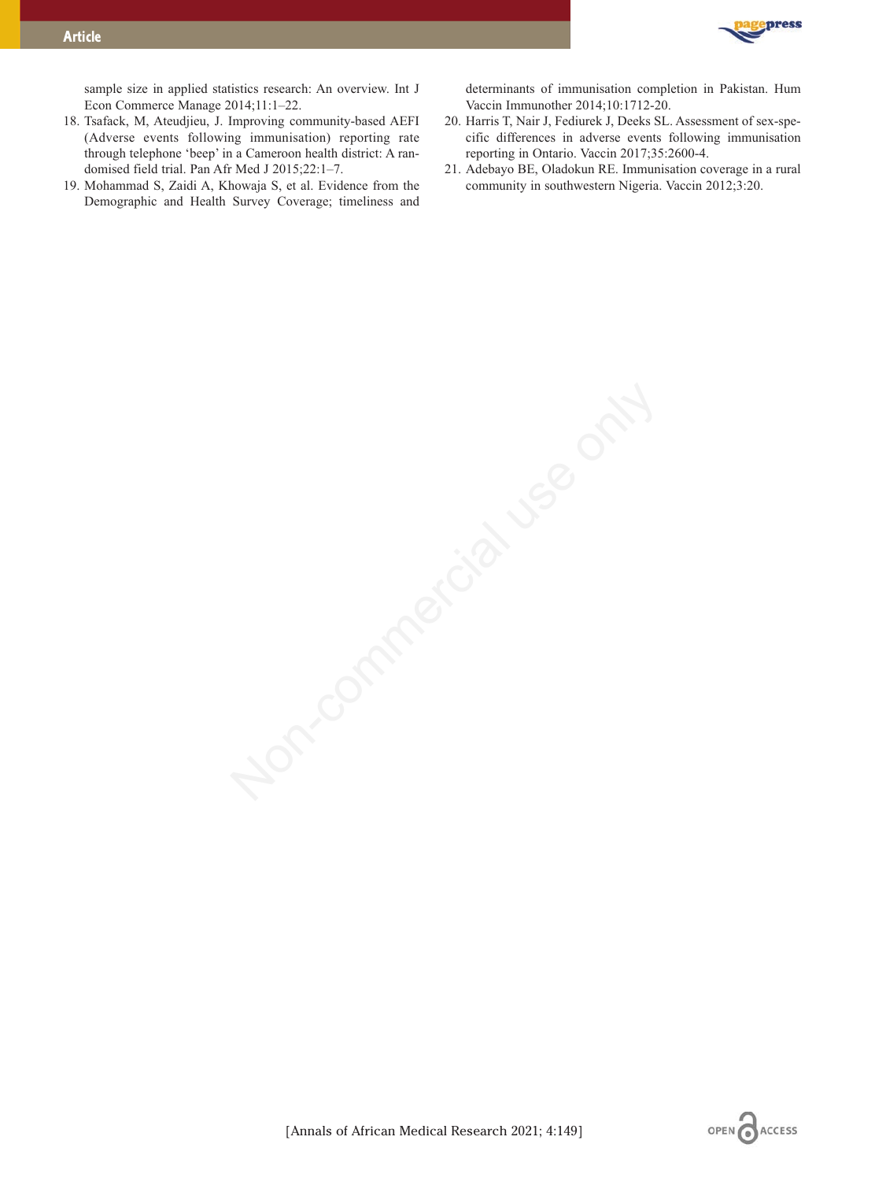sample size in applied statistics research: An overview. Int J Econ Commerce Manage 2014;11:1–22.

18. Tsafack, M, Ateudjieu, J. Improving community-based AEFI (Adverse events following immunisation) reporting rate through telephone 'beep' in a Cameroon health district: A randomised field trial. Pan Afr Med J 2015;22:1–7.
19. Mohammad S, Zaidi A, Khowaja S, et al. Evidence from the Demographic and Health Survey Coverage; timeliness and determinants of immunisation completion in Pakistan. Hum Vaccin Immunother 2014;10:1712-20.
20. Harris T, Nair J, Fediurek J, Deeks SL. Assessment of sex-specific differences in adverse events following immunisation reporting in Ontario. Vaccin 2017;35:2600-4.
21. Adebayo BE, Oladokun RE. Immunisation coverage in a rural community in southwestern Nigeria. Vaccin 2012;3:20.